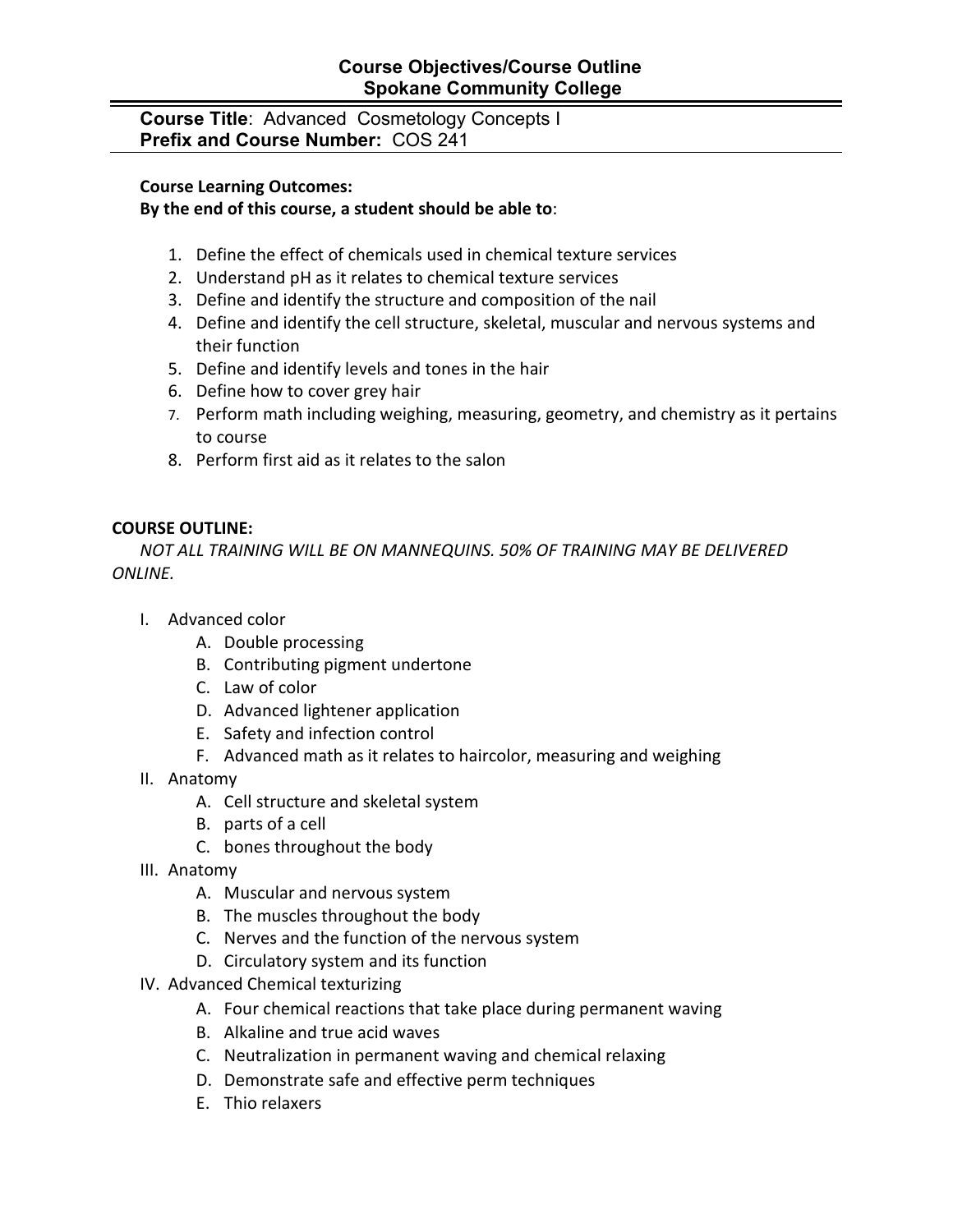# Course Objectives/Course Outline
## Spokane Community College

**Course Title**: Advanced Cosmetology Concepts I
**Prefix and Course Number:** COS 241

---

**Course Learning Outcomes:**
**By the end of this course, a student should be able to**:

1. Define the effect of chemicals used in chemical texture services
2. Understand pH as it relates to chemical texture services
3. Define and identify the structure and composition of the nail
4. Define and identify the cell structure, skeletal, muscular and nervous systems and their function
5. Define and identify levels and tones in the hair
6. Define how to cover grey hair
7. Perform math including weighing, measuring, geometry, and chemistry as it pertains to course
8. Perform first aid as it relates to the salon

**COURSE OUTLINE:**

*NOT ALL TRAINING WILL BE ON MANNEQUINS. 50% OF TRAINING MAY BE DELIVERED ONLINE.*

- I. Advanced color
    - A. Double processing
    - B. Contributing pigment undertone
    - C. Law of color
    - D. Advanced lightener application
    - E. Safety and infection control
    - F. Advanced math as it relates to haircolor, measuring and weighing
- II. Anatomy
    - A. Cell structure and skeletal system
    - B. parts of a cell
    - C. bones throughout the body
- III. Anatomy
    - A. Muscular and nervous system
    - B. The muscles throughout the body
    - C. Nerves and the function of the nervous system
    - D. Circulatory system and its function
- IV. Advanced Chemical texturizing
    - A. Four chemical reactions that take place during permanent waving
    - B. Alkaline and true acid waves
    - C. Neutralization in permanent waving and chemical relaxing
    - D. Demonstrate safe and effective perm techniques
    - E. Thio relaxers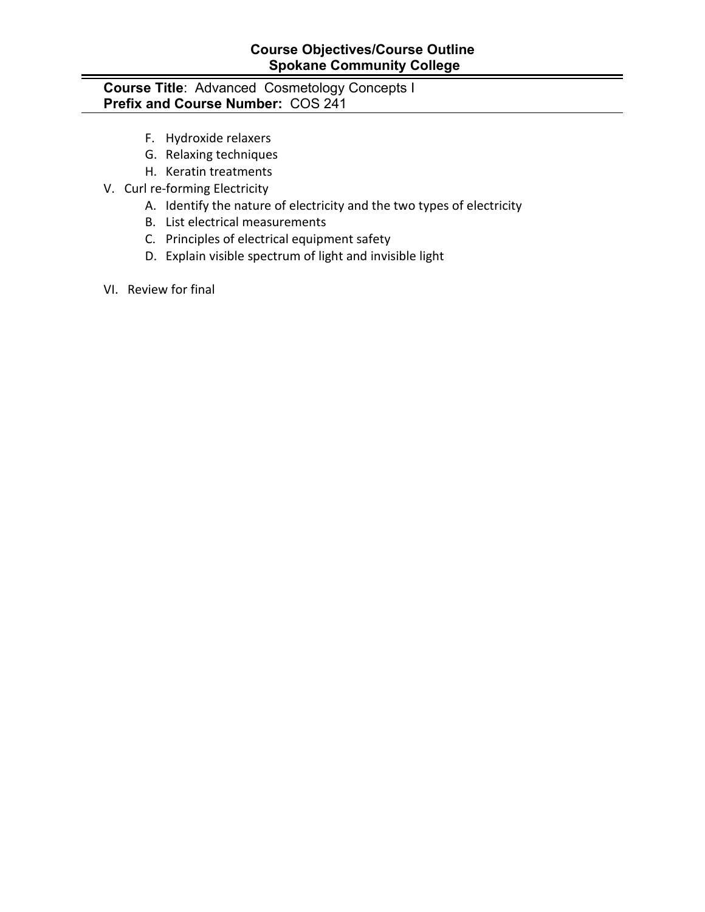F. Hydroxide relaxers
G. Relaxing techniques
H. Keratin treatments

V. Curl re-forming Electricity
   A. Identify the nature of electricity and the two types of electricity
   B. List electrical measurements
   C. Principles of electrical equipment safety
   D. Explain visible spectrum of light and invisible light

VI. Review for final